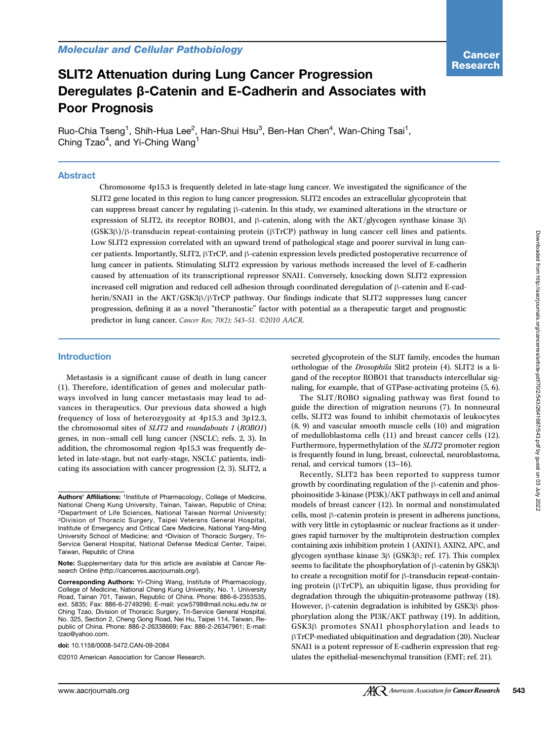Molecular and Cellular Pathobiology

# SLIT2 Attenuation during Lung Cancer Progression Deregulates β-Catenin and E-Cadherin and Associates with Poor Prognosis

Ruo-Chia Tseng[1], Shih-Hua Lee[2], Han-Shui Hsu[3], Ben-Han Chen[4], Wan-Ching Tsai[1], Ching Tzao[4], and Yi-Ching Wang[1]

## Abstract

Chromosome 4p15.3 is frequently deleted in late-stage lung cancer. We investigated the significance of the SLIT2 gene located in this region to lung cancer progression. SLIT2 encodes an extracellular glycoprotein that can suppress breast cancer by regulating β-catenin. In this study, we examined alterations in the structure or expression of SLIT2, its receptor ROBO1, and β-catenin, along with the AKT/glycogen synthase kinase 3β (GSK3β)/β-transducin repeat-containing protein (βTrCP) pathway in lung cancer cell lines and patients. Low SLIT2 expression correlated with an upward trend of pathological stage and poorer survival in lung cancer patients. Importantly, SLIT2, βTrCP, and β-catenin expression levels predicted postoperative recurrence of lung cancer in patients. Stimulating SLIT2 expression by various methods increased the level of E-cadherin caused by attenuation of its transcriptional repressor SNAI1. Conversely, knocking down SLIT2 expression increased cell migration and reduced cell adhesion through coordinated deregulation of β-catenin and E-cadherin/SNAI1 in the AKT/GSK3β/βTrCP pathway. Our findings indicate that SLIT2 suppresses lung cancer progression, defining it as a novel "theranostic" factor with potential as a therapeutic target and prognostic predictor in lung cancer. *Cancer Res; 70(2); 543–51. ©2010 AACR.*

## Introduction

Metastasis is a significant cause of death in lung cancer (1). Therefore, identification of genes and molecular pathways involved in lung cancer metastasis may lead to advances in therapeutics. Our previous data showed a high frequency of loss of heterozygosity at 4p15.3 and 3p12.3, the chromosomal sites of *SLIT2* and *roundabouts 1* (*ROBO1*) genes, in non–small cell lung cancer (NSCLC; refs. 2, 3). In addition, the chromosomal region 4p15.3 was frequently deleted in late-stage, but not early-stage, NSCLC patients, indicating its association with cancer progression (2, 3). SLIT2, a secreted glycoprotein of the SLIT family, encodes the human orthologue of the *Drosophila* Slit2 protein (4). SLIT2 is a ligand of the receptor ROBO1 that transducts intercellular signaling, for example, that of GTPase-activating proteins (5, 6).

The SLIT/ROBO signaling pathway was first found to guide the direction of migration neurons (7). In nonneural cells, SLIT2 was found to inhibit chemotaxis of leukocytes (8, 9) and vascular smooth muscle cells (10) and migration of medulloblastoma cells (11) and breast cancer cells (12). Furthermore, hypermethylation of the *SLIT2* promoter region is frequently found in lung, breast, colorectal, neuroblastoma, renal, and cervical tumors (13–16).

Recently, SLIT2 has been reported to suppress tumor growth by coordinating regulation of the β-catenin and phosphoinositide 3-kinase (PI3K)/AKT pathways in cell and animal models of breast cancer (12). In normal and nonstimulated cells, most β-catenin protein is present in adherens junctions, with very little in cytoplasmic or nuclear fractions as it undergoes rapid turnover by the multiprotein destruction complex containing axis inhibition protein 1 (AXIN1), AXIN2, APC, and glycogen synthase kinase 3β (GSK3β; ref. 17). This complex seems to facilitate the phosphorylation of β-catenin by GSK3β to create a recognition motif for β-transducin repeat-containing protein (βTrCP), an ubiquitin ligase, thus providing for degradation through the ubiquitin-proteasome pathway (18). However, β-catenin degradation is inhibited by GSK3β phosphorylation along the PI3K/AKT pathway (19). In addition, GSK3β promotes SNAI1 phosphorylation and leads to βTrCP-mediated ubiquitination and degradation (20). Nuclear SNAI1 is a potent repressor of E-cadherin expression that regulates the epithelial-mesenchymal transition (EMT; ref. 21).

**Authors' Affiliations:** [1]Institute of Pharmacology, College of Medicine, National Cheng Kung University, Tainan, Taiwan, Republic of China; [2]Department of Life Sciences, National Taiwan Normal University; [3]Division of Thoracic Surgery, Taipei Veterans General Hospital, Institute of Emergency and Critical Care Medicine, National Yang-Ming University School of Medicine; and [4]Division of Thoracic Surgery, Tri-Service General Hospital, National Defense Medical Center, Taipei, Taiwan, Republic of China

**Note:** Supplementary data for this article are available at Cancer Research Online (http://cancerres.aacrjournals.org/).

**Corresponding Authors:** Yi-Ching Wang, Institute of Pharmacology, College of Medicine, National Cheng Kung University, No. 1, University Road, Tainan 701, Taiwan, Republic of China. Phone: 886-6-2353535, ext. 5835; Fax: 886-6-2749296; E-mail: ycw5798@mail.ncku.edu.tw or Ching Tzao, Division of Thoracic Surgery, Tri-Service General Hospital, No. 325, Section 2, Cheng Gong Road, Nei Hu, Taipei 114, Taiwan, Republic of China. Phone: 886-2-26338669; Fax: 886-2-26347961; E-mail: tzao@yahoo.com.

**doi:** 10.1158/0008-5472.CAN-09-2084

©2010 American Association for Cancer Research.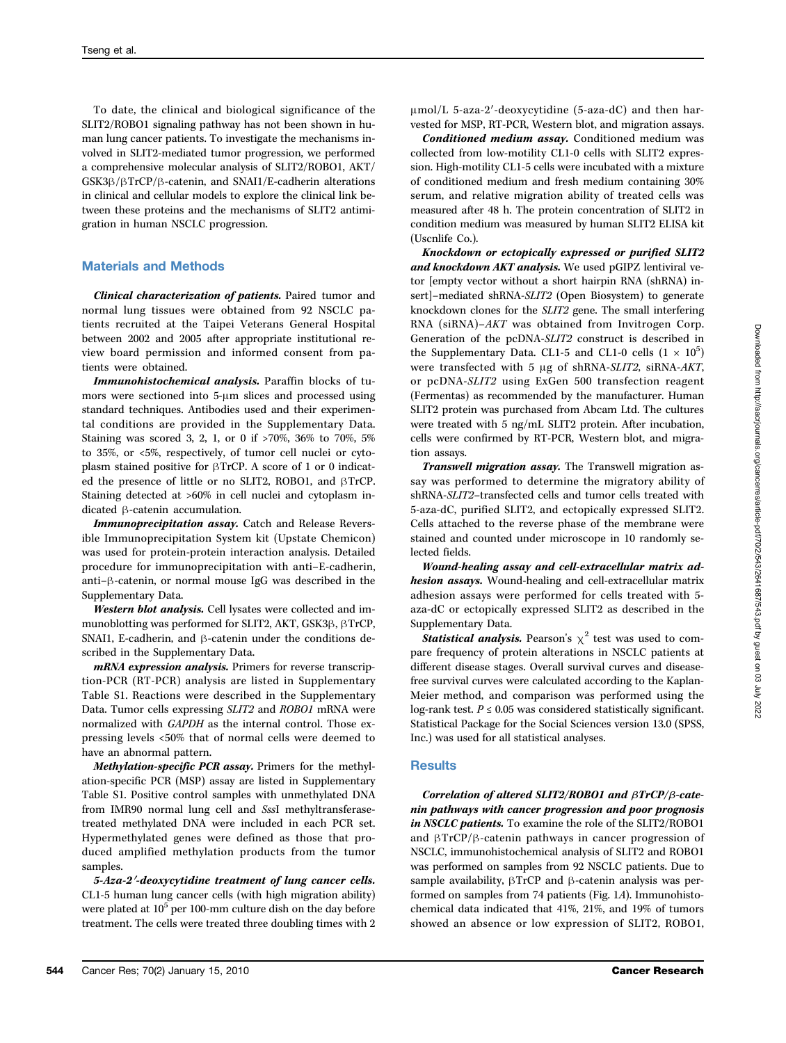To date, the clinical and biological significance of the SLIT2/ROBO1 signaling pathway has not been shown in human lung cancer patients. To investigate the mechanisms involved in SLIT2-mediated tumor progression, we performed a comprehensive molecular analysis of SLIT2/ROBO1, AKT/GSK3β/βTrCP/β-catenin, and SNAI1/E-cadherin alterations in clinical and cellular models to explore the clinical link between these proteins and the mechanisms of SLIT2 antimigration in human NSCLC progression.

## Materials and Methods

***Clinical characterization of patients.*** Paired tumor and normal lung tissues were obtained from 92 NSCLC patients recruited at the Taipei Veterans General Hospital between 2002 and 2005 after appropriate institutional review board permission and informed consent from patients were obtained.

***Immunohistochemical analysis.*** Paraffin blocks of tumors were sectioned into 5-μm slices and processed using standard techniques. Antibodies used and their experimental conditions are provided in the Supplementary Data. Staining was scored 3, 2, 1, or 0 if >70%, 36% to 70%, 5% to 35%, or <5%, respectively, of tumor cell nuclei or cytoplasm stained positive for βTrCP. A score of 1 or 0 indicated the presence of little or no SLIT2, ROBO1, and βTrCP. Staining detected at >60% in cell nuclei and cytoplasm indicated β-catenin accumulation.

***Immunoprecipitation assay.*** Catch and Release Reversible Immunoprecipitation System kit (Upstate Chemicon) was used for protein-protein interaction analysis. Detailed procedure for immunoprecipitation with anti–E-cadherin, anti–β-catenin, or normal mouse IgG was described in the Supplementary Data.

***Western blot analysis.*** Cell lysates were collected and immunoblotting was performed for SLIT2, AKT, GSK3β, βTrCP, SNAI1, E-cadherin, and β-catenin under the conditions described in the Supplementary Data.

***mRNA expression analysis.*** Primers for reverse transcription-PCR (RT-PCR) analysis are listed in Supplementary Table S1. Reactions were described in the Supplementary Data. Tumor cells expressing *SLIT2* and *ROBO1* mRNA were normalized with *GAPDH* as the internal control. Those expressing levels <50% that of normal cells were deemed to have an abnormal pattern.

***Methylation-specific PCR assay.*** Primers for the methylation-specific PCR (MSP) assay are listed in Supplementary Table S1. Positive control samples with unmethylated DNA from IMR90 normal lung cell and *Sss*I methyltransferase-treated methylated DNA were included in each PCR set. Hypermethylated genes were defined as those that produced amplified methylation products from the tumor samples.

***5-Aza-2′-deoxycytidine treatment of lung cancer cells.*** CL1-5 human lung cancer cells (with high migration ability) were plated at $10^5$ per 100-mm culture dish on the day before treatment. The cells were treated three doubling times with 2 μmol/L 5-aza-2′-deoxycytidine (5-aza-dC) and then harvested for MSP, RT-PCR, Western blot, and migration assays.

***Conditioned medium assay.*** Conditioned medium was collected from low-motility CL1-0 cells with SLIT2 expression. High-motility CL1-5 cells were incubated with a mixture of conditioned medium and fresh medium containing 30% serum, and relative migration ability of treated cells was measured after 48 h. The protein concentration of SLIT2 in condition medium was measured by human SLIT2 ELISA kit (Uscnlife Co.).

***Knockdown or ectopically expressed or purified SLIT2 and knockdown AKT analysis.*** We used pGIPZ lentiviral vector [empty vector without a short hairpin RNA (shRNA) insert]–mediated shRNA-*SLIT2* (Open Biosystem) to generate knockdown clones for the *SLIT2* gene. The small interfering RNA (siRNA)–*AKT* was obtained from Invitrogen Corp. Generation of the pcDNA-*SLIT2* construct is described in the Supplementary Data. CL1-5 and CL1-0 cells ($1 \times 10^5$) were transfected with 5 μg of shRNA-*SLIT2*, siRNA-*AKT*, or pcDNA-*SLIT2* using ExGen 500 transfection reagent (Fermentas) as recommended by the manufacturer. Human SLIT2 protein was purchased from Abcam Ltd. The cultures were treated with 5 ng/mL SLIT2 protein. After incubation, cells were confirmed by RT-PCR, Western blot, and migration assays.

***Transwell migration assay.*** The Transwell migration assay was performed to determine the migratory ability of shRNA-*SLIT2*–transfected cells and tumor cells treated with 5-aza-dC, purified SLIT2, and ectopically expressed SLIT2. Cells attached to the reverse phase of the membrane were stained and counted under microscope in 10 randomly selected fields.

***Wound-healing assay and cell-extracellular matrix adhesion assays.*** Wound-healing and cell-extracellular matrix adhesion assays were performed for cells treated with 5-aza-dC or ectopically expressed SLIT2 as described in the Supplementary Data.

***Statistical analysis.*** Pearson's $\chi^2$ test was used to compare frequency of protein alterations in NSCLC patients at different disease stages. Overall survival curves and disease-free survival curves were calculated according to the Kaplan-Meier method, and comparison was performed using the log-rank test. $P \leq 0.05$ was considered statistically significant. Statistical Package for the Social Sciences version 13.0 (SPSS, Inc.) was used for all statistical analyses.

## Results

***Correlation of altered SLIT2/ROBO1 and βTrCP/β-catenin pathways with cancer progression and poor prognosis in NSCLC patients.*** To examine the role of the SLIT2/ROBO1 and βTrCP/β-catenin pathways in cancer progression of NSCLC, immunohistochemical analysis of SLIT2 and ROBO1 was performed on samples from 92 NSCLC patients. Due to sample availability, βTrCP and β-catenin analysis was performed on samples from 74 patients (Fig. 1*A*). Immunohistochemical data indicated that 41%, 21%, and 19% of tumors showed an absence or low expression of SLIT2, ROBO1,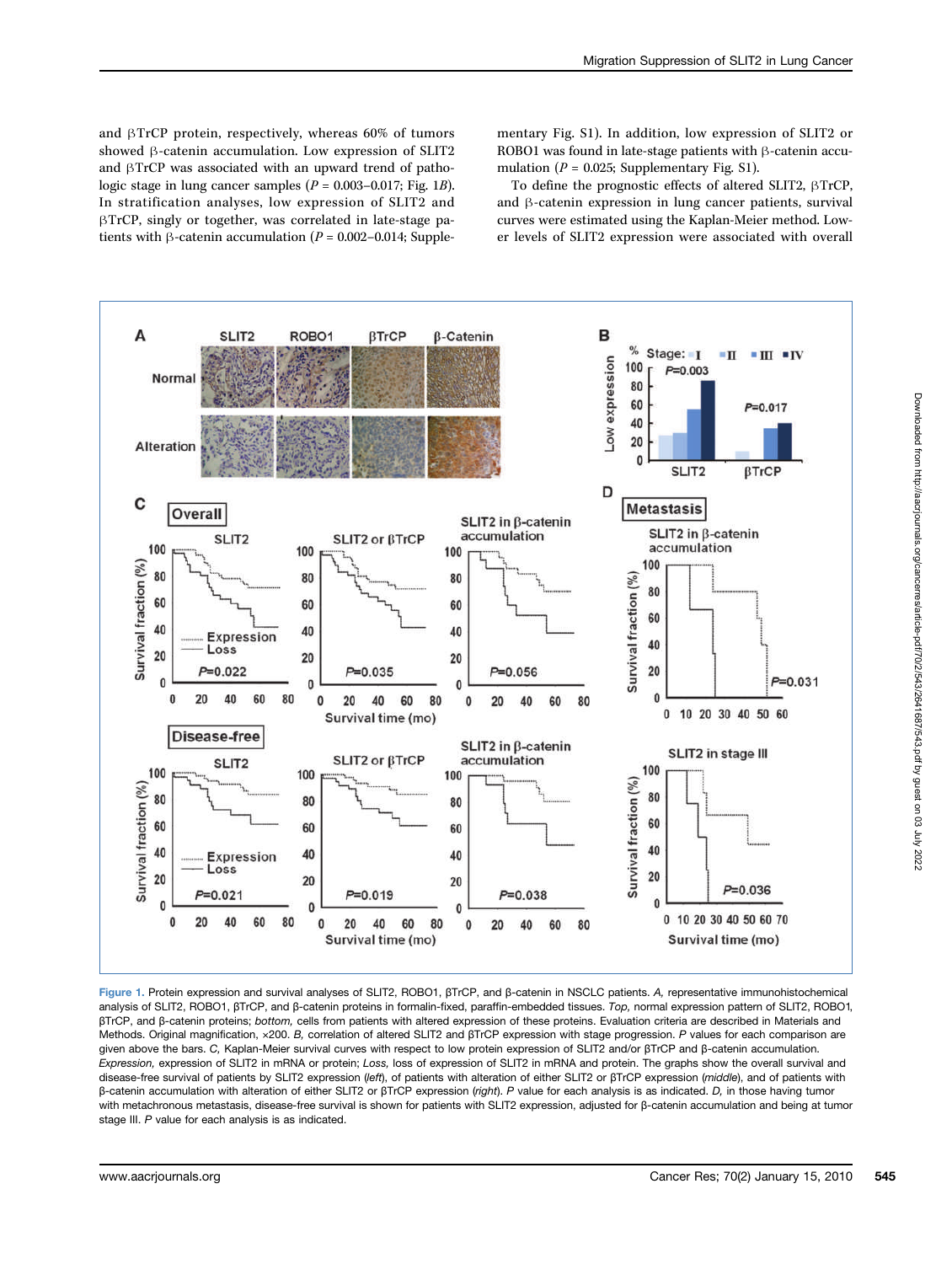and βTrCP protein, respectively, whereas 60% of tumors showed β-catenin accumulation. Low expression of SLIT2 and βTrCP was associated with an upward trend of pathologic stage in lung cancer samples ($P$ = 0.003–0.017; Fig. 1B). In stratification analyses, low expression of SLIT2 and βTrCP, singly or together, was correlated in late-stage patients with β-catenin accumulation ($P$ = 0.002–0.014; Supplementary Fig. S1). In addition, low expression of SLIT2 or ROBO1 was found in late-stage patients with β-catenin accumulation ($P$ = 0.025; Supplementary Fig. S1).

To define the prognostic effects of altered SLIT2, βTrCP, and β-catenin expression in lung cancer patients, survival curves were estimated using the Kaplan-Meier method. Lower levels of SLIT2 expression were associated with overall

**Figure 1.** Protein expression and survival analyses of SLIT2, ROBO1, βTrCP, and β-catenin in NSCLC patients. *A,* representative immunohistochemical analysis of SLIT2, ROBO1, βTrCP, and β-catenin proteins in formalin-fixed, paraffin-embedded tissues. *Top,* normal expression pattern of SLIT2, ROBO1, βTrCP, and β-catenin proteins; *bottom,* cells from patients with altered expression of these proteins. Evaluation criteria are described in Materials and Methods. Original magnification, ×200. *B,* correlation of altered SLIT2 and βTrCP expression with stage progression. *P* values for each comparison are given above the bars. *C,* Kaplan-Meier survival curves with respect to low protein expression of SLIT2 and/or βTrCP and β-catenin accumulation. *Expression,* expression of SLIT2 in mRNA or protein; *Loss,* loss of expression of SLIT2 in mRNA and protein. The graphs show the overall survival and disease-free survival of patients by SLIT2 expression (*left*), of patients with alteration of either SLIT2 or βTrCP expression (*middle*), and of patients with β-catenin accumulation with alteration of either SLIT2 or βTrCP expression (*right*). *P* value for each analysis is as indicated. *D,* in those having tumor with metachronous metastasis, disease-free survival is shown for patients with SLIT2 expression, adjusted for β-catenin accumulation and being at tumor stage III. *P* value for each analysis is as indicated.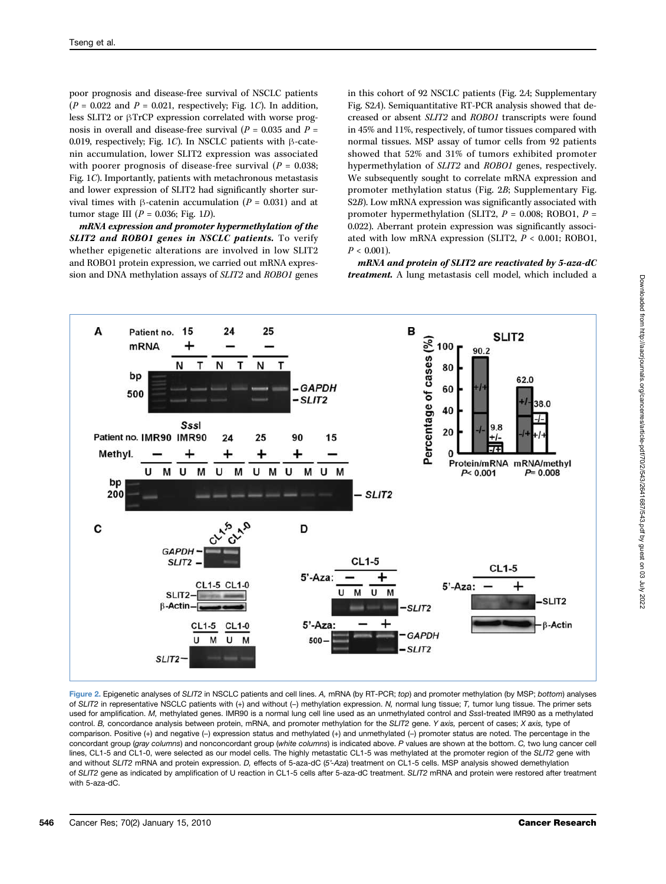poor prognosis and disease-free survival of NSCLC patients ($P = 0.022$ and $P = 0.021$, respectively; Fig. 1C). In addition, less SLIT2 or βTrCP expression correlated with worse prognosis in overall and disease-free survival ($P = 0.035$ and $P = 0.019$, respectively; Fig. 1C). In NSCLC patients with β-catenin accumulation, lower SLIT2 expression was associated with poorer prognosis of disease-free survival ($P = 0.038$; Fig. 1C). Importantly, patients with metachronous metastasis and lower expression of SLIT2 had significantly shorter survival times with β-catenin accumulation ($P = 0.031$) and at tumor stage III ($P = 0.036$; Fig. 1D).

***mRNA expression and promoter hypermethylation of the SLIT2 and ROBO1 genes in NSCLC patients.*** To verify whether epigenetic alterations are involved in low SLIT2 and ROBO1 protein expression, we carried out mRNA expression and DNA methylation assays of *SLIT2* and *ROBO1* genes in this cohort of 92 NSCLC patients (Fig. 2A; Supplementary Fig. S2A). Semiquantitative RT-PCR analysis showed that decreased or absent *SLIT2* and *ROBO1* transcripts were found in 45% and 11%, respectively, of tumor tissues compared with normal tissues. MSP assay of tumor cells from 92 patients showed that 52% and 31% of tumors exhibited promoter hypermethylation of *SLIT2* and *ROBO1* genes, respectively. We subsequently sought to correlate mRNA expression and promoter methylation status (Fig. 2B; Supplementary Fig. S2B). Low mRNA expression was significantly associated with promoter hypermethylation (SLIT2, $P = 0.008$; ROBO1, $P = 0.022$). Aberrant protein expression was significantly associated with low mRNA expression (SLIT2, $P < 0.001$; ROBO1, $P < 0.001$).

***mRNA and protein of SLIT2 are reactivated by 5-aza-dC treatment.*** A lung metastasis cell model, which included a

Figure 2. Epigenetic analyses of *SLIT2* in NSCLC patients and cell lines. *A,* mRNA (by RT-PCR; *top*) and promoter methylation (by MSP; *bottom*) analyses of *SLIT2* in representative NSCLC patients with (+) and without (–) methylation expression. *N,* normal lung tissue; *T,* tumor lung tissue. The primer sets used for amplification. *M,* methylated genes. IMR90 is a normal lung cell line used as an unmethylated control and *Sss*I-treated IMR90 as a methylated control. *B,* concordance analysis between protein, mRNA, and promoter methylation for the *SLIT2* gene. *Y axis,* percent of cases; *X axis,* type of comparison. Positive (+) and negative (–) expression status and methylated (+) and unmethylated (–) promoter status are noted. The percentage in the concordant group (*gray columns*) and nonconcordant group (*white columns*) is indicated above. *P* values are shown at the bottom. *C,* two lung cancer cell lines, CL1-5 and CL1-0, were selected as our model cells. The highly metastatic CL1-5 was methylated at the promoter region of the *SLIT2* gene with and without *SLIT2* mRNA and protein expression. *D,* effects of 5-aza-dC (*5′-Aza*) treatment on CL1-5 cells. MSP analysis showed demethylation of *SLIT2* gene as indicated by amplification of U reaction in CL1-5 cells after 5-aza-dC treatment. *SLIT2* mRNA and protein were restored after treatment with 5-aza-dC.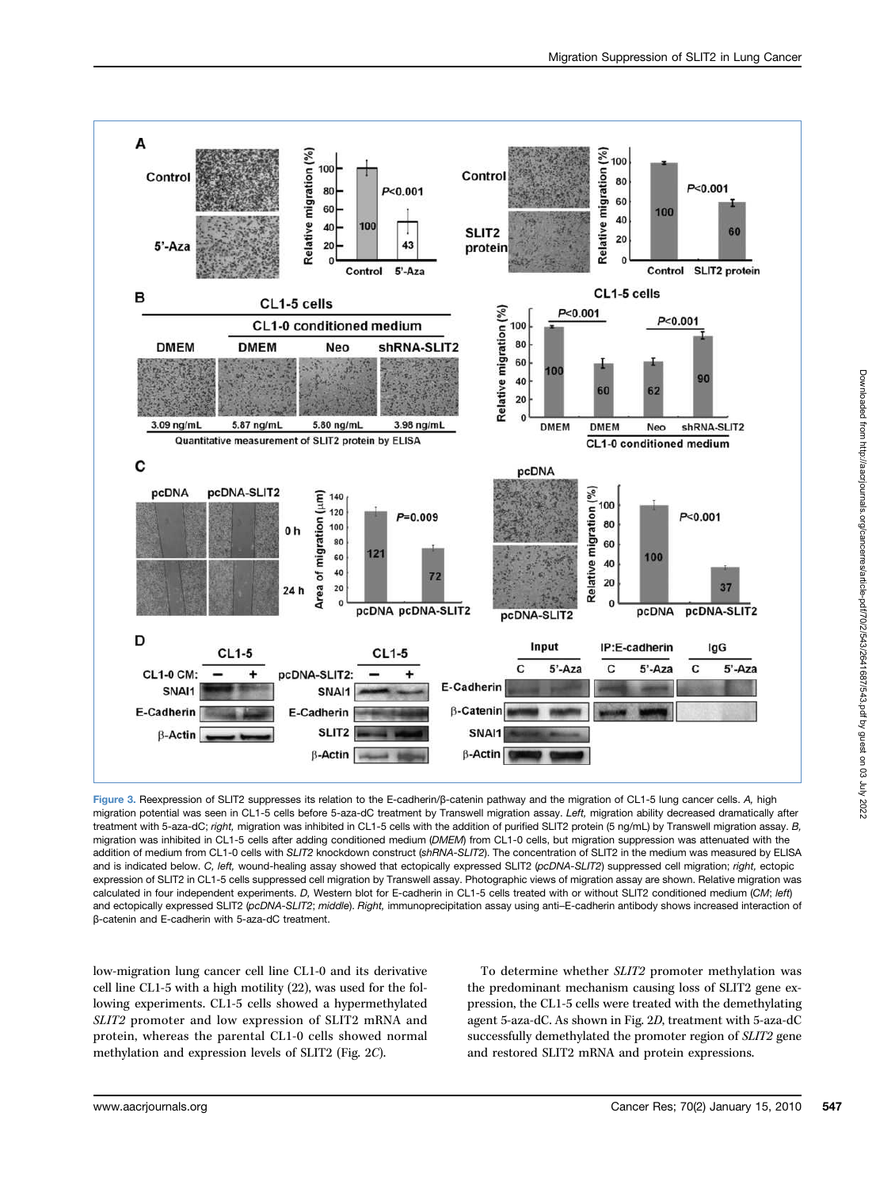Figure 3. Reexpression of SLIT2 suppresses its relation to the E-cadherin/β-catenin pathway and the migration of CL1-5 lung cancer cells. *A,* high migration potential was seen in CL1-5 cells before 5-aza-dC treatment by Transwell migration assay. *Left,* migration ability decreased dramatically after treatment with 5-aza-dC; *right,* migration was inhibited in CL1-5 cells with the addition of purified SLIT2 protein (5 ng/mL) by Transwell migration assay. *B,* migration was inhibited in CL1-5 cells after adding conditioned medium (*DMEM*) from CL1-0 cells, but migration suppression was attenuated with the addition of medium from CL1-0 cells with *SLIT2* knockdown construct (*shRNA-SLIT2*). The concentration of SLIT2 in the medium was measured by ELISA and is indicated below. *C, left,* wound-healing assay showed that ectopically expressed SLIT2 (*pcDNA-SLIT2*) suppressed cell migration; *right,* ectopic expression of SLIT2 in CL1-5 cells suppressed cell migration by Transwell assay. Photographic views of migration assay are shown. Relative migration was calculated in four independent experiments. *D,* Western blot for E-cadherin in CL1-5 cells treated with or without SLIT2 conditioned medium (*CM*; *left*) and ectopically expressed SLIT2 (*pcDNA-SLIT2*; *middle*). *Right,* immunoprecipitation assay using anti–E-cadherin antibody shows increased interaction of β-catenin and E-cadherin with 5-aza-dC treatment.

low-migration lung cancer cell line CL1-0 and its derivative cell line CL1-5 with a high motility (22), was used for the following experiments. CL1-5 cells showed a hypermethylated *SLIT2* promoter and low expression of SLIT2 mRNA and protein, whereas the parental CL1-0 cells showed normal methylation and expression levels of SLIT2 (Fig. 2*C*).

To determine whether *SLIT2* promoter methylation was the predominant mechanism causing loss of SLIT2 gene expression, the CL1-5 cells were treated with the demethylating agent 5-aza-dC. As shown in Fig. 2*D*, treatment with 5-aza-dC successfully demethylated the promoter region of *SLIT2* gene and restored SLIT2 mRNA and protein expressions.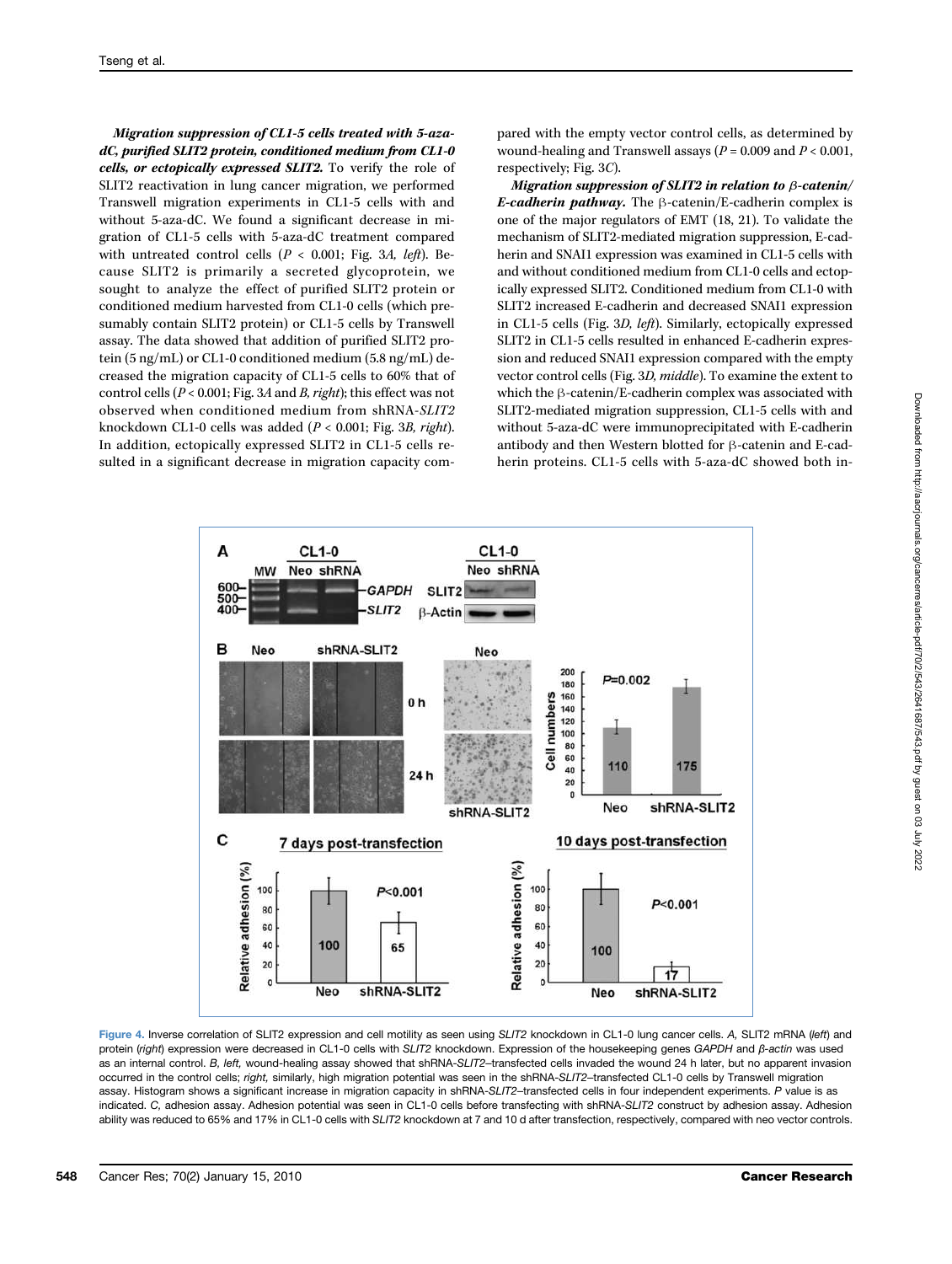***Migration suppression of CL1-5 cells treated with 5-aza-dC, purified SLIT2 protein, conditioned medium from CL1-0 cells, or ectopically expressed SLIT2.*** To verify the role of SLIT2 reactivation in lung cancer migration, we performed Transwell migration experiments in CL1-5 cells with and without 5-aza-dC. We found a significant decrease in migration of CL1-5 cells with 5-aza-dC treatment compared with untreated control cells ($P < 0.001$; Fig. 3*A, left*). Because SLIT2 is primarily a secreted glycoprotein, we sought to analyze the effect of purified SLIT2 protein or conditioned medium harvested from CL1-0 cells (which presumably contain SLIT2 protein) or CL1-5 cells by Transwell assay. The data showed that addition of purified SLIT2 protein (5 ng/mL) or CL1-0 conditioned medium (5.8 ng/mL) decreased the migration capacity of CL1-5 cells to 60% that of control cells ($P < 0.001$; Fig. 3*A* and *B, right*); this effect was not observed when conditioned medium from shRNA-*SLIT2* knockdown CL1-0 cells was added ($P < 0.001$; Fig. 3*B, right*). In addition, ectopically expressed SLIT2 in CL1-5 cells resulted in a significant decrease in migration capacity compared with the empty vector control cells, as determined by wound-healing and Transwell assays ($P = 0.009$ and $P < 0.001$, respectively; Fig. 3*C*).

***Migration suppression of SLIT2 in relation to β-catenin/E-cadherin pathway.*** The β-catenin/E-cadherin complex is one of the major regulators of EMT (18, 21). To validate the mechanism of SLIT2-mediated migration suppression, E-cadherin and SNAI1 expression was examined in CL1-5 cells with and without conditioned medium from CL1-0 cells and ectopically expressed SLIT2. Conditioned medium from CL1-0 with SLIT2 increased E-cadherin and decreased SNAI1 expression in CL1-5 cells (Fig. 3*D, left*). Similarly, ectopically expressed SLIT2 in CL1-5 cells resulted in enhanced E-cadherin expression and reduced SNAI1 expression compared with the empty vector control cells (Fig. 3*D, middle*). To examine the extent to which the β-catenin/E-cadherin complex was associated with SLIT2-mediated migration suppression, CL1-5 cells with and without 5-aza-dC were immunoprecipitated with E-cadherin antibody and then Western blotted for β-catenin and E-cadherin proteins. CL1-5 cells with 5-aza-dC showed both in-

Figure 4. Inverse correlation of SLIT2 expression and cell motility as seen using *SLIT2* knockdown in CL1-0 lung cancer cells. *A,* SLIT2 mRNA (*left*) and protein (*right*) expression were decreased in CL1-0 cells with *SLIT2* knockdown. Expression of the housekeeping genes *GAPDH* and *β-actin* was used as an internal control. *B, left,* wound-healing assay showed that shRNA-*SLIT2*–transfected cells invaded the wound 24 h later, but no apparent invasion occurred in the control cells; *right,* similarly, high migration potential was seen in the shRNA-*SLIT2*–transfected CL1-0 cells by Transwell migration assay. Histogram shows a significant increase in migration capacity in shRNA-*SLIT2*–transfected cells in four independent experiments. *P* value is as indicated. *C,* adhesion assay. Adhesion potential was seen in CL1-0 cells before transfecting with shRNA-*SLIT2* construct by adhesion assay. Adhesion ability was reduced to 65% and 17% in CL1-0 cells with *SLIT2* knockdown at 7 and 10 d after transfection, respectively, compared with neo vector controls.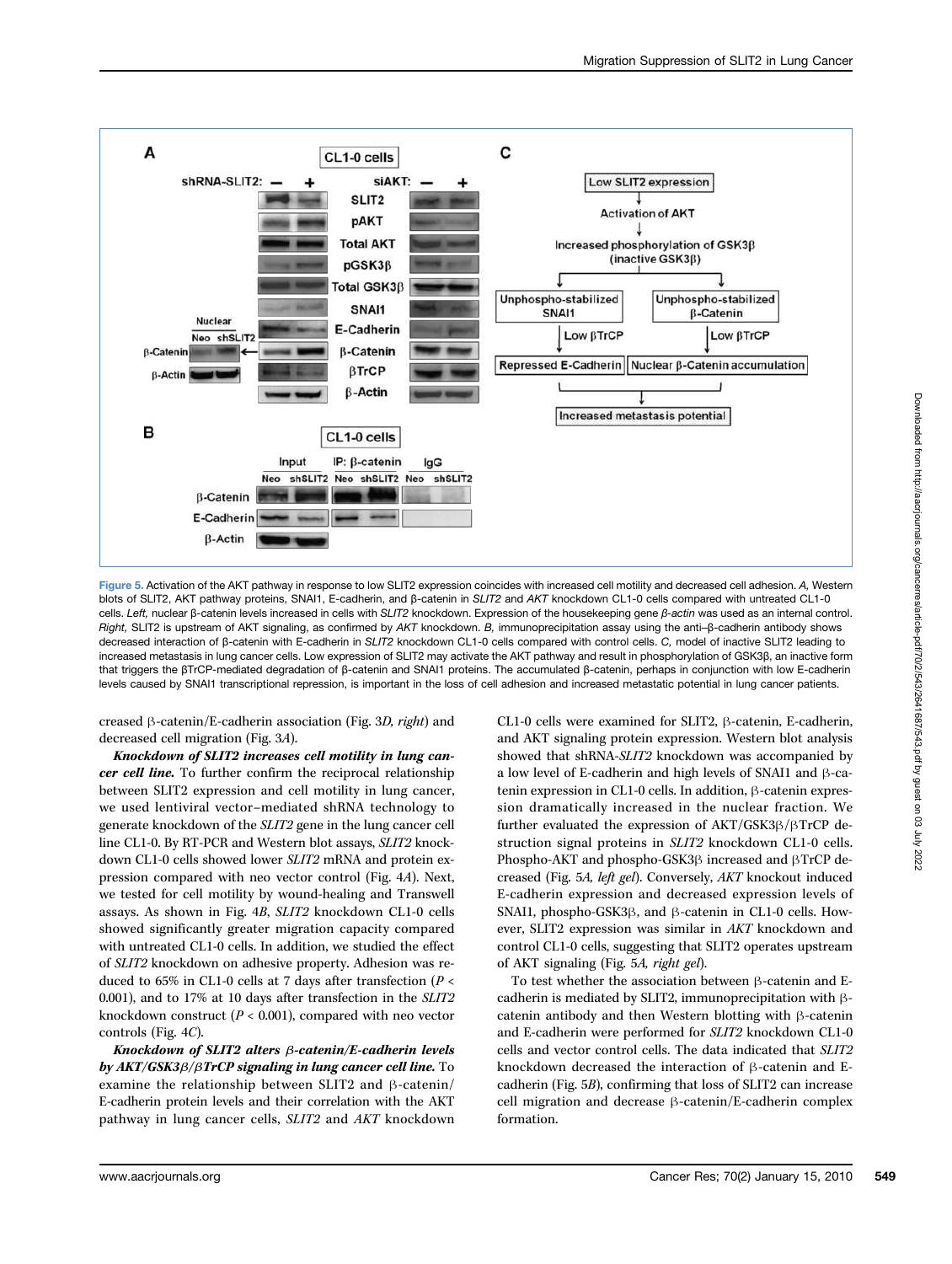Figure 5. Activation of the AKT pathway in response to low SLIT2 expression coincides with increased cell motility and decreased cell adhesion. *A,* Western blots of SLIT2, AKT pathway proteins, SNAI1, E-cadherin, and β-catenin in *SLIT2* and *AKT* knockdown CL1-0 cells compared with untreated CL1-0 cells. *Left,* nuclear β-catenin levels increased in cells with *SLIT2* knockdown. Expression of the housekeeping gene *β-actin* was used as an internal control. *Right,* SLIT2 is upstream of AKT signaling, as confirmed by *AKT* knockdown. *B,* immunoprecipitation assay using the anti–β-cadherin antibody shows decreased interaction of β-catenin with E-cadherin in *SLIT2* knockdown CL1-0 cells compared with control cells. *C,* model of inactive SLIT2 leading to increased metastasis in lung cancer cells. Low expression of SLIT2 may activate the AKT pathway and result in phosphorylation of GSK3β, an inactive form that triggers the βTrCP-mediated degradation of β-catenin and SNAI1 proteins. The accumulated β-catenin, perhaps in conjunction with low E-cadherin levels caused by SNAI1 transcriptional repression, is important in the loss of cell adhesion and increased metastatic potential in lung cancer patients.

creased β-catenin/E-cadherin association (Fig. 3*D, right*) and decreased cell migration (Fig. 3*A*).

***Knockdown of SLIT2 increases cell motility in lung cancer cell line.*** To further confirm the reciprocal relationship between SLIT2 expression and cell motility in lung cancer, we used lentiviral vector–mediated shRNA technology to generate knockdown of the *SLIT2* gene in the lung cancer cell line CL1-0. By RT-PCR and Western blot assays, *SLIT2* knockdown CL1-0 cells showed lower *SLIT2* mRNA and protein expression compared with neo vector control (Fig. 4*A*). Next, we tested for cell motility by wound-healing and Transwell assays. As shown in Fig. 4*B*, *SLIT2* knockdown CL1-0 cells showed significantly greater migration capacity compared with untreated CL1-0 cells. In addition, we studied the effect of *SLIT2* knockdown on adhesive property. Adhesion was reduced to 65% in CL1-0 cells at 7 days after transfection ($P < 0.001$), and to 17% at 10 days after transfection in the *SLIT2* knockdown construct ($P < 0.001$), compared with neo vector controls (Fig. 4*C*).

***Knockdown of SLIT2 alters β-catenin/E-cadherin levels by AKT/GSK3β/βTrCP signaling in lung cancer cell line.*** To examine the relationship between SLIT2 and β-catenin/E-cadherin protein levels and their correlation with the AKT pathway in lung cancer cells, *SLIT2* and *AKT* knockdown CL1-0 cells were examined for SLIT2, β-catenin, E-cadherin, and AKT signaling protein expression. Western blot analysis showed that shRNA-*SLIT2* knockdown was accompanied by a low level of E-cadherin and high levels of SNAI1 and β-catenin expression in CL1-0 cells. In addition, β-catenin expression dramatically increased in the nuclear fraction. We further evaluated the expression of AKT/GSK3β/βTrCP destruction signal proteins in *SLIT2* knockdown CL1-0 cells. Phospho-AKT and phospho-GSK3β increased and βTrCP decreased (Fig. 5*A, left gel*). Conversely, *AKT* knockout induced E-cadherin expression and decreased expression levels of SNAI1, phospho-GSK3β, and β-catenin in CL1-0 cells. However, SLIT2 expression was similar in *AKT* knockdown and control CL1-0 cells, suggesting that SLIT2 operates upstream of AKT signaling (Fig. 5*A, right gel*).

To test whether the association between β-catenin and E-cadherin is mediated by SLIT2, immunoprecipitation with β-catenin antibody and then Western blotting with β-catenin and E-cadherin were performed for *SLIT2* knockdown CL1-0 cells and vector control cells. The data indicated that *SLIT2* knockdown decreased the interaction of β-catenin and E-cadherin (Fig. 5*B*), confirming that loss of SLIT2 can increase cell migration and decrease β-catenin/E-cadherin complex formation.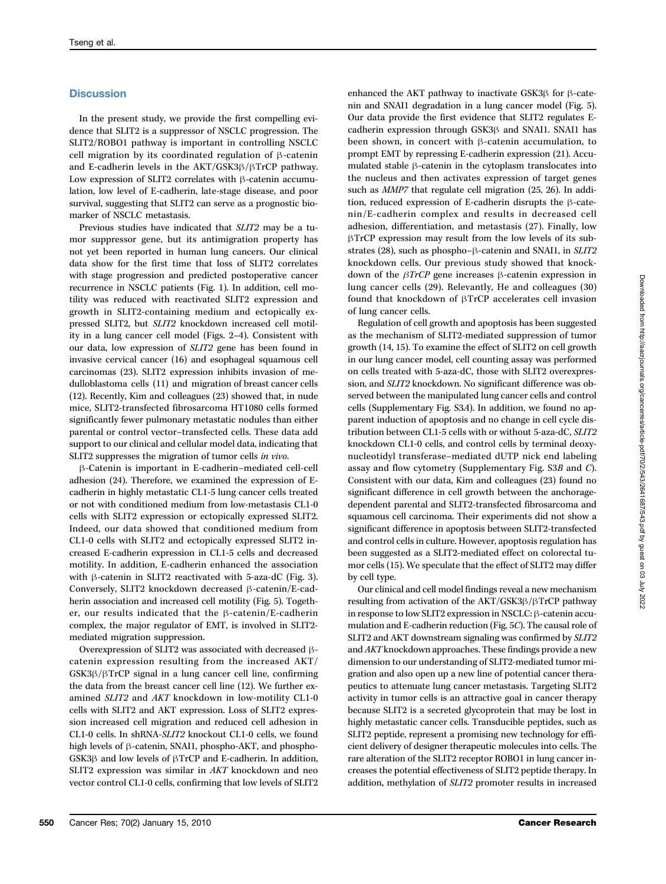## Discussion

In the present study, we provide the first compelling evidence that SLIT2 is a suppressor of NSCLC progression. The SLIT2/ROBO1 pathway is important in controlling NSCLC cell migration by its coordinated regulation of β-catenin and E-cadherin levels in the AKT/GSK3β/βTrCP pathway. Low expression of SLIT2 correlates with β-catenin accumulation, low level of E-cadherin, late-stage disease, and poor survival, suggesting that SLIT2 can serve as a prognostic biomarker of NSCLC metastasis.

Previous studies have indicated that *SLIT2* may be a tumor suppressor gene, but its antimigration property has not yet been reported in human lung cancers. Our clinical data show for the first time that loss of SLIT2 correlates with stage progression and predicted postoperative cancer recurrence in NSCLC patients (Fig. 1). In addition, cell motility was reduced with reactivated SLIT2 expression and growth in SLIT2-containing medium and ectopically expressed SLIT2, but *SLIT2* knockdown increased cell motility in a lung cancer cell model (Figs. 2–4). Consistent with our data, low expression of *SLIT2* gene has been found in invasive cervical cancer (16) and esophageal squamous cell carcinomas (23). SLIT2 expression inhibits invasion of medulloblastoma cells (11) and migration of breast cancer cells (12). Recently, Kim and colleagues (23) showed that, in nude mice, SLIT2-transfected fibrosarcoma HT1080 cells formed significantly fewer pulmonary metastatic nodules than either parental or control vector–transfected cells. These data add support to our clinical and cellular model data, indicating that SLIT2 suppresses the migration of tumor cells *in vivo*.

β-Catenin is important in E-cadherin–mediated cell-cell adhesion (24). Therefore, we examined the expression of E-cadherin in highly metastatic CL1-5 lung cancer cells treated or not with conditioned medium from low-metastasis CL1-0 cells with SLIT2 expression or ectopically expressed SLIT2. Indeed, our data showed that conditioned medium from CL1-0 cells with SLIT2 and ectopically expressed SLIT2 increased E-cadherin expression in CL1-5 cells and decreased motility. In addition, E-cadherin enhanced the association with β-catenin in SLIT2 reactivated with 5-aza-dC (Fig. 3). Conversely, SLIT2 knockdown decreased β-catenin/E-cadherin association and increased cell motility (Fig. 5). Together, our results indicated that the β-catenin/E-cadherin complex, the major regulator of EMT, is involved in SLIT2-mediated migration suppression.

Overexpression of SLIT2 was associated with decreased β-catenin expression resulting from the increased AKT/GSK3β/βTrCP signal in a lung cancer cell line, confirming the data from the breast cancer cell line (12). We further examined *SLIT2* and *AKT* knockdown in low-motility CL1-0 cells with SLIT2 and AKT expression. Loss of SLIT2 expression increased cell migration and reduced cell adhesion in CL1-0 cells. In shRNA-*SLIT2* knockout CL1-0 cells, we found high levels of β-catenin, SNAI1, phospho-AKT, and phospho-GSK3β and low levels of βTrCP and E-cadherin. In addition, SLIT2 expression was similar in *AKT* knockdown and neo vector control CL1-0 cells, confirming that low levels of SLIT2 enhanced the AKT pathway to inactivate GSK3β for β-catenin and SNAI1 degradation in a lung cancer model (Fig. 5). Our data provide the first evidence that SLIT2 regulates E-cadherin expression through GSK3β and SNAI1. SNAI1 has been shown, in concert with β-catenin accumulation, to prompt EMT by repressing E-cadherin expression (21). Accumulated stable β-catenin in the cytoplasm translocates into the nucleus and then activates expression of target genes such as *MMP7* that regulate cell migration (25, 26). In addition, reduced expression of E-cadherin disrupts the β-catenin/E-cadherin complex and results in decreased cell adhesion, differentiation, and metastasis (27). Finally, low βTrCP expression may result from the low levels of its substrates (28), such as phospho–β-catenin and SNAI1, in *SLIT2* knockdown cells. Our previous study showed that knockdown of the *βTrCP* gene increases β-catenin expression in lung cancer cells (29). Relevantly, He and colleagues (30) found that knockdown of βTrCP accelerates cell invasion of lung cancer cells.

Regulation of cell growth and apoptosis has been suggested as the mechanism of SLIT2-mediated suppression of tumor growth (14, 15). To examine the effect of SLIT2 on cell growth in our lung cancer model, cell counting assay was performed on cells treated with 5-aza-dC, those with SLIT2 overexpression, and *SLIT2* knockdown. No significant difference was observed between the manipulated lung cancer cells and control cells (Supplementary Fig. S3*A*). In addition, we found no apparent induction of apoptosis and no change in cell cycle distribution between CL1-5 cells with or without 5-aza-dC, *SLIT2* knockdown CL1-0 cells, and control cells by terminal deoxynucleotidyl transferase–mediated dUTP nick end labeling assay and flow cytometry (Supplementary Fig. S3*B* and *C*). Consistent with our data, Kim and colleagues (23) found no significant difference in cell growth between the anchorage-dependent parental and SLIT2-transfected fibrosarcoma and squamous cell carcinoma. Their experiments did not show a significant difference in apoptosis between SLIT2-transfected and control cells in culture. However, apoptosis regulation has been suggested as a SLIT2-mediated effect on colorectal tumor cells (15). We speculate that the effect of SLIT2 may differ by cell type.

Our clinical and cell model findings reveal a new mechanism resulting from activation of the AKT/GSK3β/βTrCP pathway in response to low SLIT2 expression in NSCLC: β-catenin accumulation and E-cadherin reduction (Fig. 5*C*). The causal role of SLIT2 and AKT downstream signaling was confirmed by *SLIT2* and *AKT* knockdown approaches. These findings provide a new dimension to our understanding of SLIT2-mediated tumor migration and also open up a new line of potential cancer therapeutics to attenuate lung cancer metastasis. Targeting SLIT2 activity in tumor cells is an attractive goal in cancer therapy because SLIT2 is a secreted glycoprotein that may be lost in highly metastatic cancer cells. Transducible peptides, such as SLIT2 peptide, represent a promising new technology for efficient delivery of designer therapeutic molecules into cells. The rare alteration of the SLIT2 receptor ROBO1 in lung cancer increases the potential effectiveness of SLIT2 peptide therapy. In addition, methylation of *SLIT2* promoter results in increased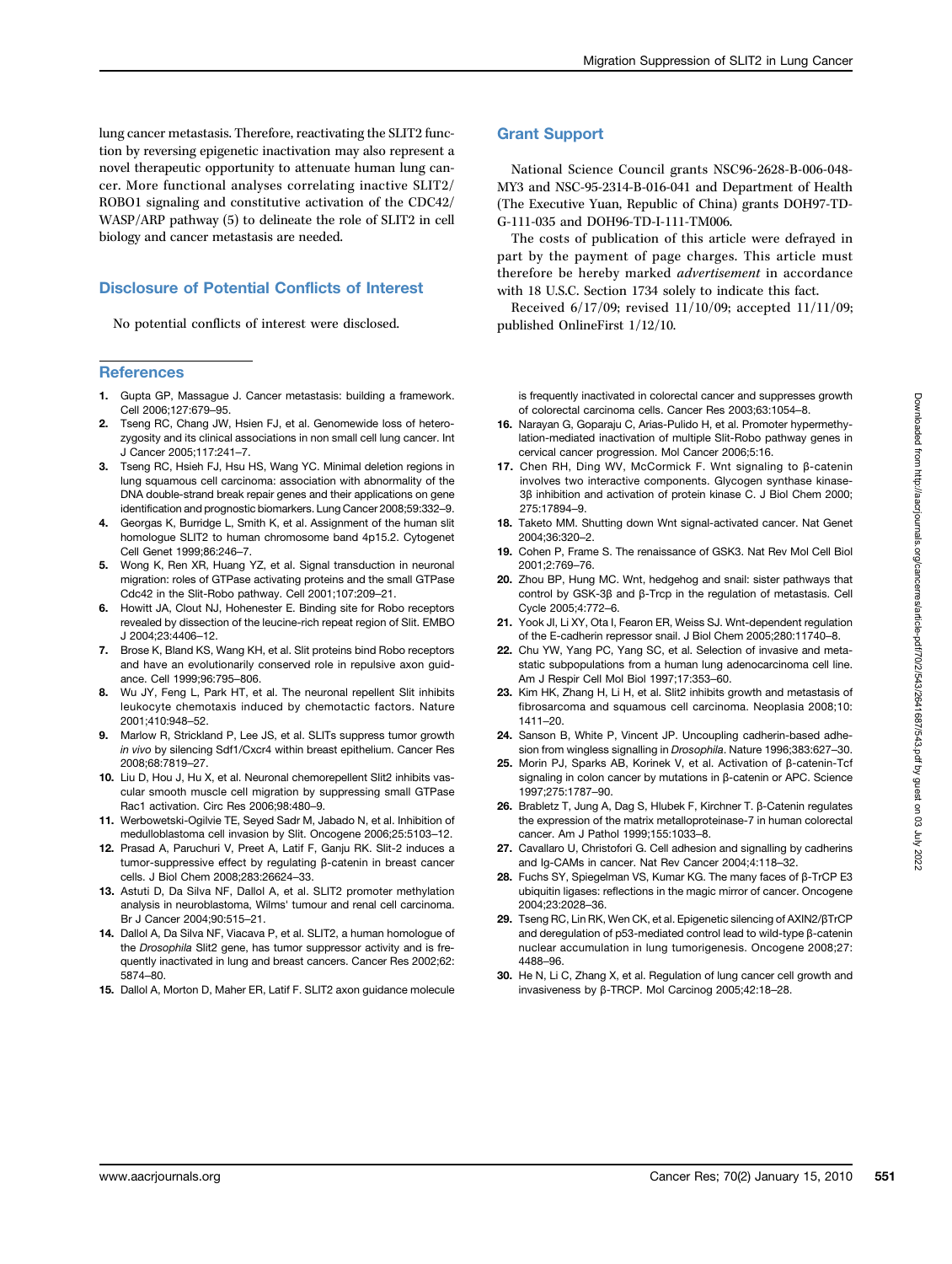lung cancer metastasis. Therefore, reactivating the SLIT2 function by reversing epigenetic inactivation may also represent a novel therapeutic opportunity to attenuate human lung cancer. More functional analyses correlating inactive SLIT2/ROBO1 signaling and constitutive activation of the CDC42/WASP/ARP pathway (5) to delineate the role of SLIT2 in cell biology and cancer metastasis are needed.

## Disclosure of Potential Conflicts of Interest

No potential conflicts of interest were disclosed.

## Grant Support

National Science Council grants NSC96-2628-B-006-048-MY3 and NSC-95-2314-B-016-041 and Department of Health (The Executive Yuan, Republic of China) grants DOH97-TD-G-111-035 and DOH96-TD-I-111-TM006.

The costs of publication of this article were defrayed in part by the payment of page charges. This article must therefore be hereby marked *advertisement* in accordance with 18 U.S.C. Section 1734 solely to indicate this fact.

Received 6/17/09; revised 11/10/09; accepted 11/11/09; published OnlineFirst 1/12/10.

## References

1. Gupta GP, Massague J. Cancer metastasis: building a framework. Cell 2006;127:679–95.
2. Tseng RC, Chang JW, Hsien FJ, et al. Genomewide loss of heterozygosity and its clinical associations in non small cell lung cancer. Int J Cancer 2005;117:241–7.
3. Tseng RC, Hsieh FJ, Hsu HS, Wang YC. Minimal deletion regions in lung squamous cell carcinoma: association with abnormality of the DNA double-strand break repair genes and their applications on gene identification and prognostic biomarkers. Lung Cancer 2008;59:332–9.
4. Georgas K, Burridge L, Smith K, et al. Assignment of the human slit homologue SLIT2 to human chromosome band 4p15.2. Cytogenet Cell Genet 1999;86:246–7.
5. Wong K, Ren XR, Huang YZ, et al. Signal transduction in neuronal migration: roles of GTPase activating proteins and the small GTPase Cdc42 in the Slit-Robo pathway. Cell 2001;107:209–21.
6. Howitt JA, Clout NJ, Hohenester E. Binding site for Robo receptors revealed by dissection of the leucine-rich repeat region of Slit. EMBO J 2004;23:4406–12.
7. Brose K, Bland KS, Wang KH, et al. Slit proteins bind Robo receptors and have an evolutionarily conserved role in repulsive axon guidance. Cell 1999;96:795–806.
8. Wu JY, Feng L, Park HT, et al. The neuronal repellent Slit inhibits leukocyte chemotaxis induced by chemotactic factors. Nature 2001;410:948–52.
9. Marlow R, Strickland P, Lee JS, et al. SLITs suppress tumor growth *in vivo* by silencing Sdf1/Cxcr4 within breast epithelium. Cancer Res 2008;68:7819–27.
10. Liu D, Hou J, Hu X, et al. Neuronal chemorepellent Slit2 inhibits vascular smooth muscle cell migration by suppressing small GTPase Rac1 activation. Circ Res 2006;98:480–9.
11. Werbowetski-Ogilvie TE, Seyed Sadr M, Jabado N, et al. Inhibition of medulloblastoma cell invasion by Slit. Oncogene 2006;25:5103–12.
12. Prasad A, Paruchuri V, Preet A, Latif F, Ganju RK. Slit-2 induces a tumor-suppressive effect by regulating β-catenin in breast cancer cells. J Biol Chem 2008;283:26624–33.
13. Astuti D, Da Silva NF, Dallol A, et al. SLIT2 promoter methylation analysis in neuroblastoma, Wilms' tumour and renal cell carcinoma. Br J Cancer 2004;90:515–21.
14. Dallol A, Da Silva NF, Viacava P, et al. SLIT2, a human homologue of the *Drosophila* Slit2 gene, has tumor suppressor activity and is frequently inactivated in lung and breast cancers. Cancer Res 2002;62:5874–80.
15. Dallol A, Morton D, Maher ER, Latif F. SLIT2 axon guidance molecule is frequently inactivated in colorectal cancer and suppresses growth of colorectal carcinoma cells. Cancer Res 2003;63:1054–8.
16. Narayan G, Goparaju C, Arias-Pulido H, et al. Promoter hypermethylation-mediated inactivation of multiple Slit-Robo pathway genes in cervical cancer progression. Mol Cancer 2006;5:16.
17. Chen RH, Ding WV, McCormick F. Wnt signaling to β-catenin involves two interactive components. Glycogen synthase kinase-3β inhibition and activation of protein kinase C. J Biol Chem 2000;275:17894–9.
18. Taketo MM. Shutting down Wnt signal-activated cancer. Nat Genet 2004;36:320–2.
19. Cohen P, Frame S. The renaissance of GSK3. Nat Rev Mol Cell Biol 2001;2:769–76.
20. Zhou BP, Hung MC. Wnt, hedgehog and snail: sister pathways that control by GSK-3β and β-Trcp in the regulation of metastasis. Cell Cycle 2005;4:772–6.
21. Yook JI, Li XY, Ota I, Fearon ER, Weiss SJ. Wnt-dependent regulation of the E-cadherin repressor snail. J Biol Chem 2005;280:11740–8.
22. Chu YW, Yang PC, Yang SC, et al. Selection of invasive and metastatic subpopulations from a human lung adenocarcinoma cell line. Am J Respir Cell Mol Biol 1997;17:353–60.
23. Kim HK, Zhang H, Li H, et al. Slit2 inhibits growth and metastasis of fibrosarcoma and squamous cell carcinoma. Neoplasia 2008;10:1411–20.
24. Sanson B, White P, Vincent JP. Uncoupling cadherin-based adhesion from wingless signalling in *Drosophila*. Nature 1996;383:627–30.
25. Morin PJ, Sparks AB, Korinek V, et al. Activation of β-catenin-Tcf signaling in colon cancer by mutations in β-catenin or APC. Science 1997;275:1787–90.
26. Brabletz T, Jung A, Dag S, Hlubek F, Kirchner T. β-Catenin regulates the expression of the matrix metalloproteinase-7 in human colorectal cancer. Am J Pathol 1999;155:1033–8.
27. Cavallaro U, Christofori G. Cell adhesion and signalling by cadherins and Ig-CAMs in cancer. Nat Rev Cancer 2004;4:118–32.
28. Fuchs SY, Spiegelman VS, Kumar KG. The many faces of β-TrCP E3 ubiquitin ligases: reflections in the magic mirror of cancer. Oncogene 2004;23:2028–36.
29. Tseng RC, Lin RK, Wen CK, et al. Epigenetic silencing of AXIN2/βTrCP and deregulation of p53-mediated control lead to wild-type β-catenin nuclear accumulation in lung tumorigenesis. Oncogene 2008;27:4488–96.
30. He N, Li C, Zhang X, et al. Regulation of lung cancer cell growth and invasiveness by β-TRCP. Mol Carcinog 2005;42:18–28.